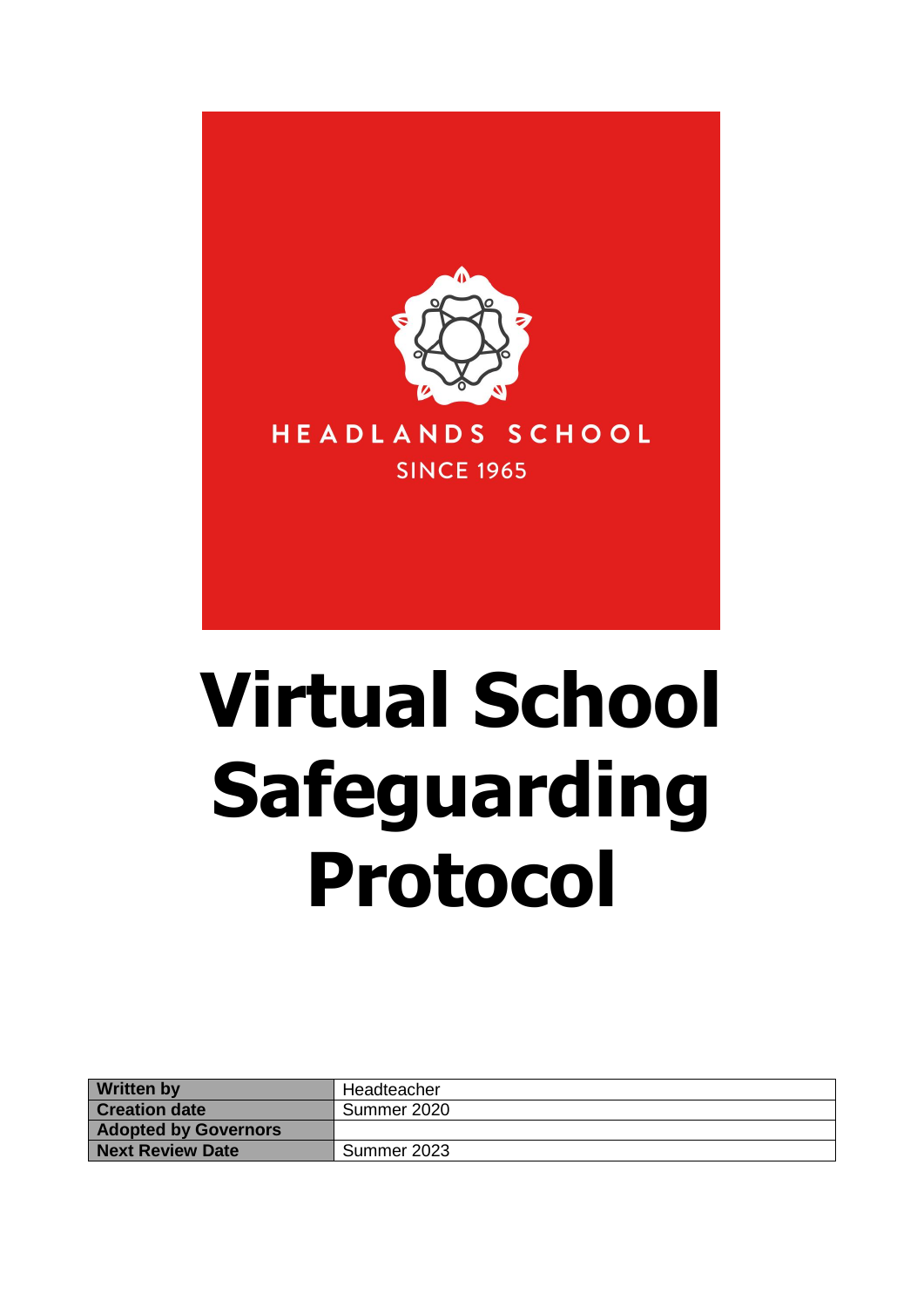HEADLANDS SCHOOL

SINCE 1965

# Virtual School Safeguarding Protocol

| Written by | Headteacher |
| --- | --- |
| Creation date | Summer 2020 |
| Adopted by Governors | |
| Next Review Date | Summer 2023 |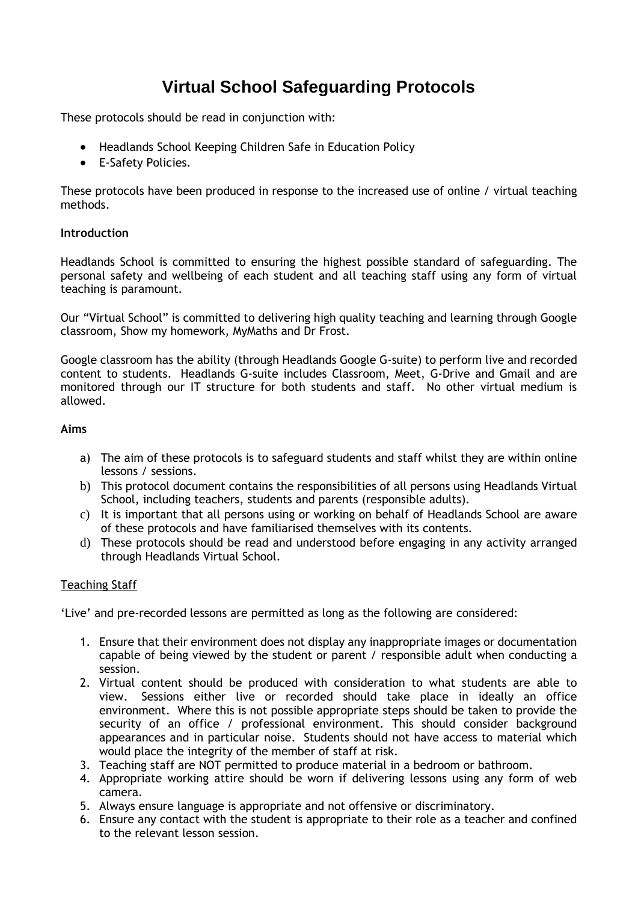# Virtual School Safeguarding Protocols

These protocols should be read in conjunction with:

- Headlands School Keeping Children Safe in Education Policy
- E-Safety Policies.

These protocols have been produced in response to the increased use of online / virtual teaching methods.

**Introduction**

Headlands School is committed to ensuring the highest possible standard of safeguarding. The personal safety and wellbeing of each student and all teaching staff using any form of virtual teaching is paramount.

Our "Virtual School" is committed to delivering high quality teaching and learning through Google classroom, Show my homework, MyMaths and Dr Frost.

Google classroom has the ability (through Headlands Google G-suite) to perform live and recorded content to students. Headlands G-suite includes Classroom, Meet, G-Drive and Gmail and are monitored through our IT structure for both students and staff. No other virtual medium is allowed.

**Aims**

a) The aim of these protocols is to safeguard students and staff whilst they are within online lessons / sessions.
b) This protocol document contains the responsibilities of all persons using Headlands Virtual School, including teachers, students and parents (responsible adults).
c) It is important that all persons using or working on behalf of Headlands School are aware of these protocols and have familiarised themselves with its contents.
d) These protocols should be read and understood before engaging in any activity arranged through Headlands Virtual School.

<u>Teaching Staff</u>

'Live' and pre-recorded lessons are permitted as long as the following are considered:

1. Ensure that their environment does not display any inappropriate images or documentation capable of being viewed by the student or parent / responsible adult when conducting a session.
2. Virtual content should be produced with consideration to what students are able to view. Sessions either live or recorded should take place in ideally an office environment. Where this is not possible appropriate steps should be taken to provide the security of an office / professional environment. This should consider background appearances and in particular noise. Students should not have access to material which would place the integrity of the member of staff at risk.
3. Teaching staff are NOT permitted to produce material in a bedroom or bathroom.
4. Appropriate working attire should be worn if delivering lessons using any form of web camera.
5. Always ensure language is appropriate and not offensive or discriminatory.
6. Ensure any contact with the student is appropriate to their role as a teacher and confined to the relevant lesson session.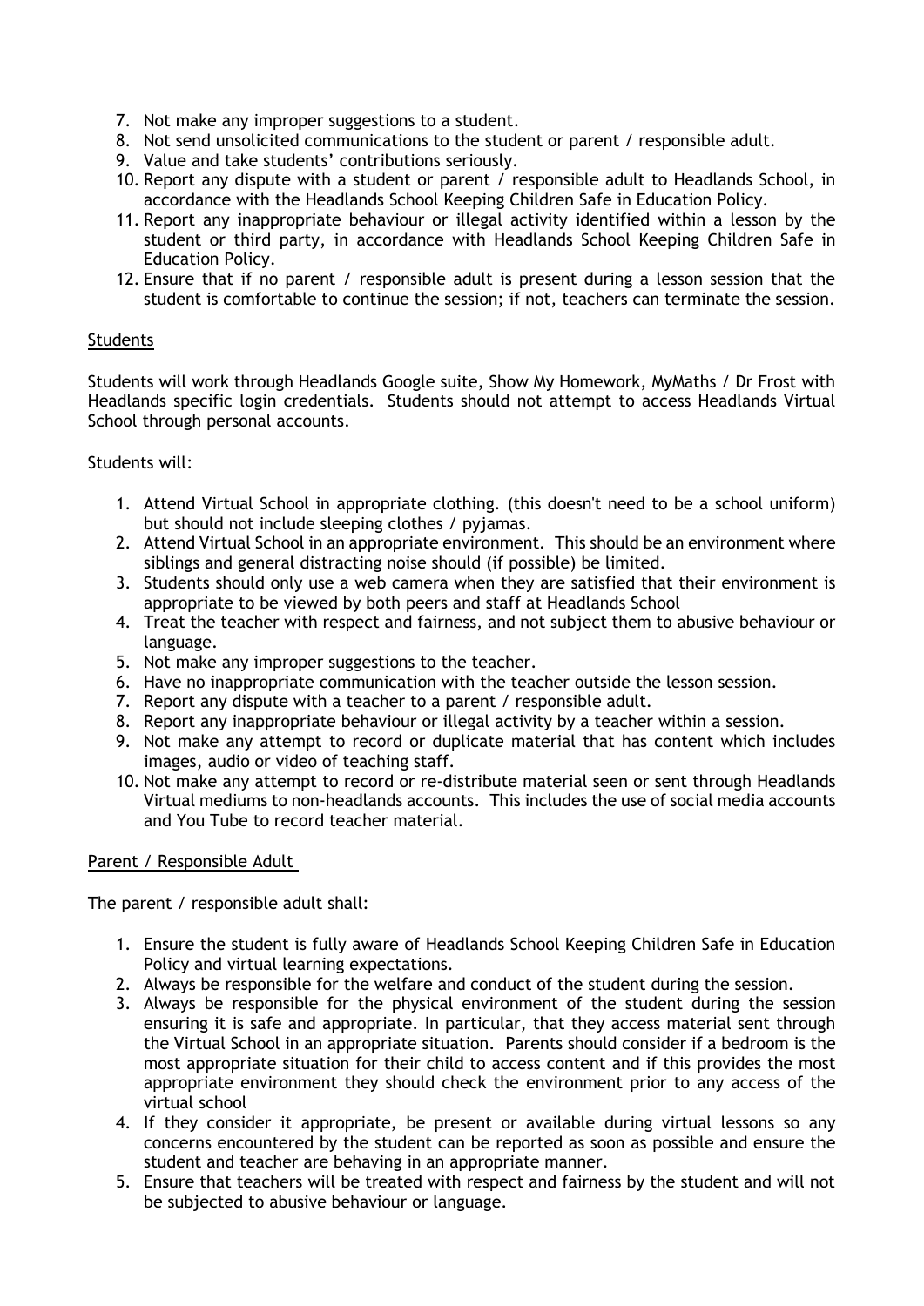7. Not make any improper suggestions to a student.
8. Not send unsolicited communications to the student or parent / responsible adult.
9. Value and take students' contributions seriously.
10. Report any dispute with a student or parent / responsible adult to Headlands School, in accordance with the Headlands School Keeping Children Safe in Education Policy.
11. Report any inappropriate behaviour or illegal activity identified within a lesson by the student or third party, in accordance with Headlands School Keeping Children Safe in Education Policy.
12. Ensure that if no parent / responsible adult is present during a lesson session that the student is comfortable to continue the session; if not, teachers can terminate the session.

## Students

Students will work through Headlands Google suite, Show My Homework, MyMaths / Dr Frost with Headlands specific login credentials. Students should not attempt to access Headlands Virtual School through personal accounts.

Students will:

1. Attend Virtual School in appropriate clothing. (this doesn't need to be a school uniform) but should not include sleeping clothes / pyjamas.
2. Attend Virtual School in an appropriate environment. This should be an environment where siblings and general distracting noise should (if possible) be limited.
3. Students should only use a web camera when they are satisfied that their environment is appropriate to be viewed by both peers and staff at Headlands School
4. Treat the teacher with respect and fairness, and not subject them to abusive behaviour or language.
5. Not make any improper suggestions to the teacher.
6. Have no inappropriate communication with the teacher outside the lesson session.
7. Report any dispute with a teacher to a parent / responsible adult.
8. Report any inappropriate behaviour or illegal activity by a teacher within a session.
9. Not make any attempt to record or duplicate material that has content which includes images, audio or video of teaching staff.
10. Not make any attempt to record or re-distribute material seen or sent through Headlands Virtual mediums to non-headlands accounts. This includes the use of social media accounts and You Tube to record teacher material.

## Parent / Responsible Adult

The parent / responsible adult shall:

1. Ensure the student is fully aware of Headlands School Keeping Children Safe in Education Policy and virtual learning expectations.
2. Always be responsible for the welfare and conduct of the student during the session.
3. Always be responsible for the physical environment of the student during the session ensuring it is safe and appropriate. In particular, that they access material sent through the Virtual School in an appropriate situation. Parents should consider if a bedroom is the most appropriate situation for their child to access content and if this provides the most appropriate environment they should check the environment prior to any access of the virtual school
4. If they consider it appropriate, be present or available during virtual lessons so any concerns encountered by the student can be reported as soon as possible and ensure the student and teacher are behaving in an appropriate manner.
5. Ensure that teachers will be treated with respect and fairness by the student and will not be subjected to abusive behaviour or language.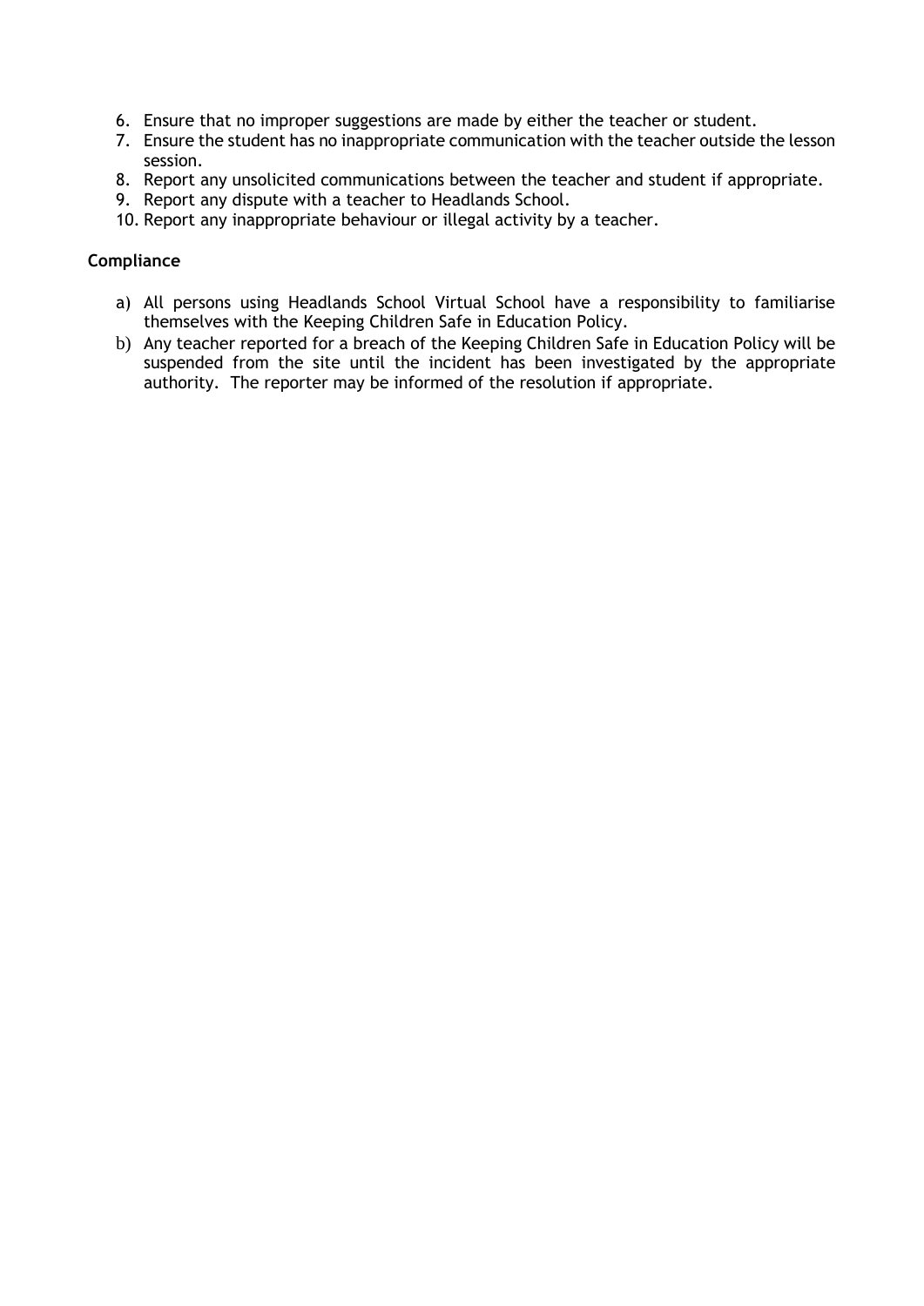6. Ensure that no improper suggestions are made by either the teacher or student.
7. Ensure the student has no inappropriate communication with the teacher outside the lesson session.
8. Report any unsolicited communications between the teacher and student if appropriate.
9. Report any dispute with a teacher to Headlands School.
10. Report any inappropriate behaviour or illegal activity by a teacher.

**Compliance**

a) All persons using Headlands School Virtual School have a responsibility to familiarise themselves with the Keeping Children Safe in Education Policy.
b) Any teacher reported for a breach of the Keeping Children Safe in Education Policy will be suspended from the site until the incident has been investigated by the appropriate authority. The reporter may be informed of the resolution if appropriate.